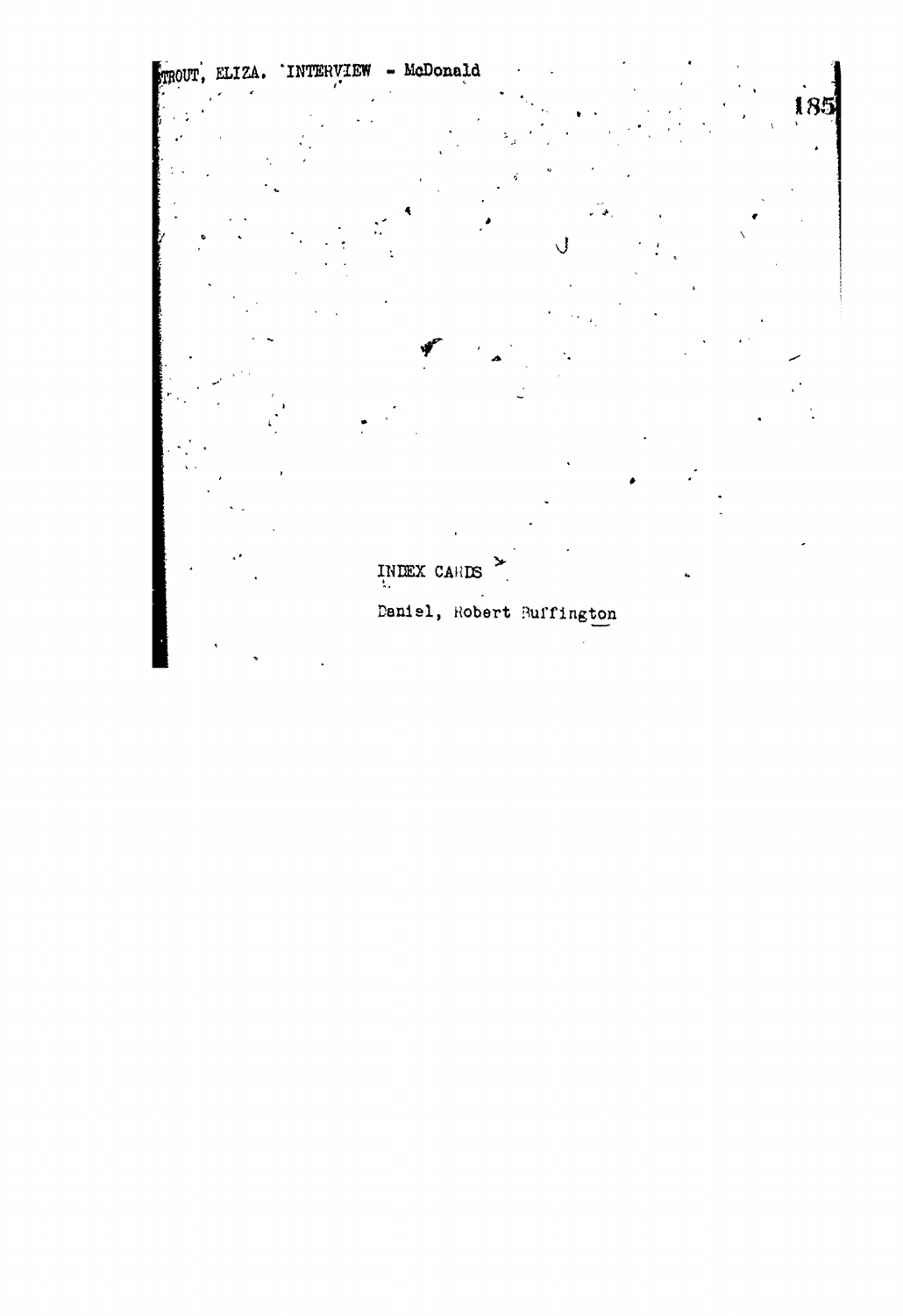TROUT, ELIZA. INTERVIEW - McDonald

INDEX CARDS

Daniel, Robert Buffington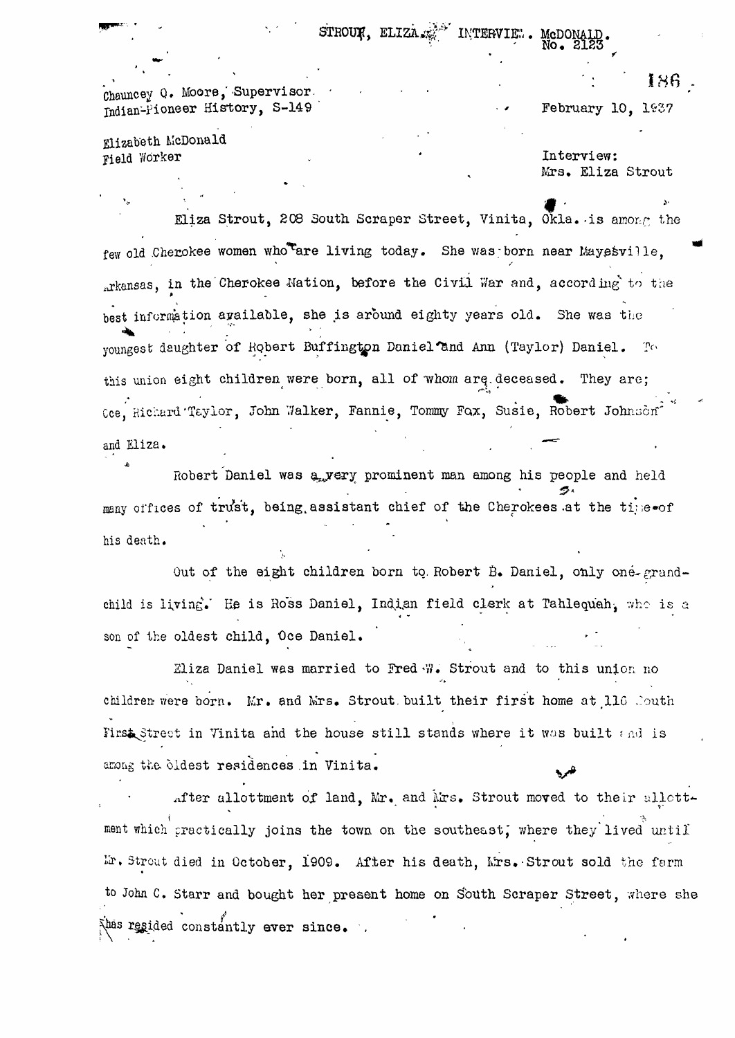STROUT, ELIZA. INTERVIEW. McDONALD.
No. 2123

Chauncey O. Moore, Supervisor
Indian-Pioneer History, S-149

February 10, 1937

Elizabeth McDonald
Field Worker

Interview:
Mrs. Eliza Strout

Eliza Strout, 208 South Scraper Street, Vinita, Okla. is among the few old Cherokee women who are living today. She was born near Mayesville, Arkansas, in the Cherokee Nation, before the Civil War and, according to the best information available, she is around eighty years old. She was the youngest daughter of Robert Buffington Daniel and Ann (Taylor) Daniel. To this union eight children were born, all of whom are deceased. They are; Oce, Richard Taylor, John Walker, Fannie, Tommy Fox, Susie, Robert Johnson and Eliza.

Robert Daniel was a very prominent man among his people and held many offices of trust, being assistant chief of the Cherokees at the time of his death.

Out of the eight children born to Robert B. Daniel, only one grandchild is living. He is Ross Daniel, Indian field clerk at Tahlequah, who is a son of the oldest child, Oce Daniel.

Eliza Daniel was married to Fred W. Strout and to this union no children were born. Mr. and Mrs. Strout built their first home at 116 South First Street in Vinita and the house still stands where it was built and is among the oldest residences in Vinita.

After allottment of land, Mr. and Mrs. Strout moved to their allottment which practically joins the town on the southeast, where they lived until Mr. Strout died in October, 1909. After his death, Mrs. Strout sold the farm to John C. Starr and bought her present home on South Scraper Street, where she has resided constantly ever since.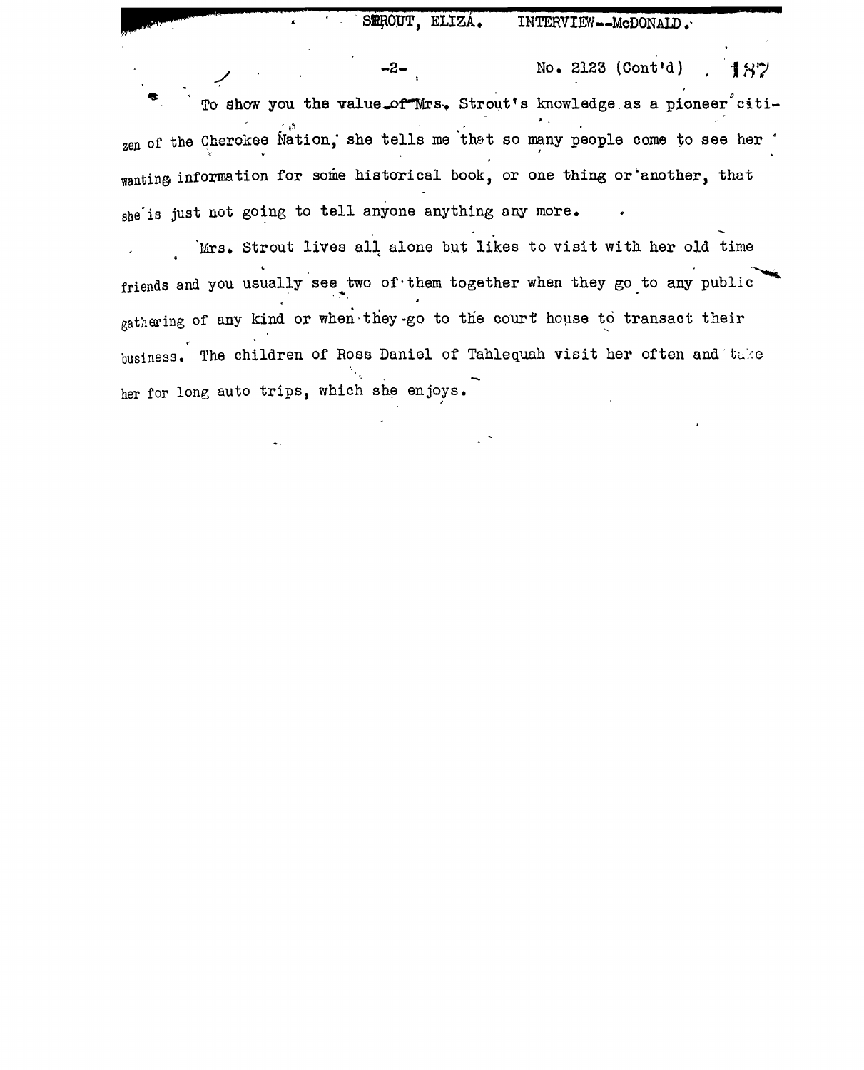To show you the value of Mrs. Strout's knowledge as a pioneer citizen of the Cherokee Nation, she tells me that so many people come to see her wanting information for some historical book, or one thing or another, that she is just not going to tell anyone anything any more.

Mrs. Strout lives all alone but likes to visit with her old time friends and you usually see two of them together when they go to any public gathering of any kind or when they go to the court house to transact their business. The children of Ross Daniel of Tahlequah visit her often and take her for long auto trips, which she enjoys.